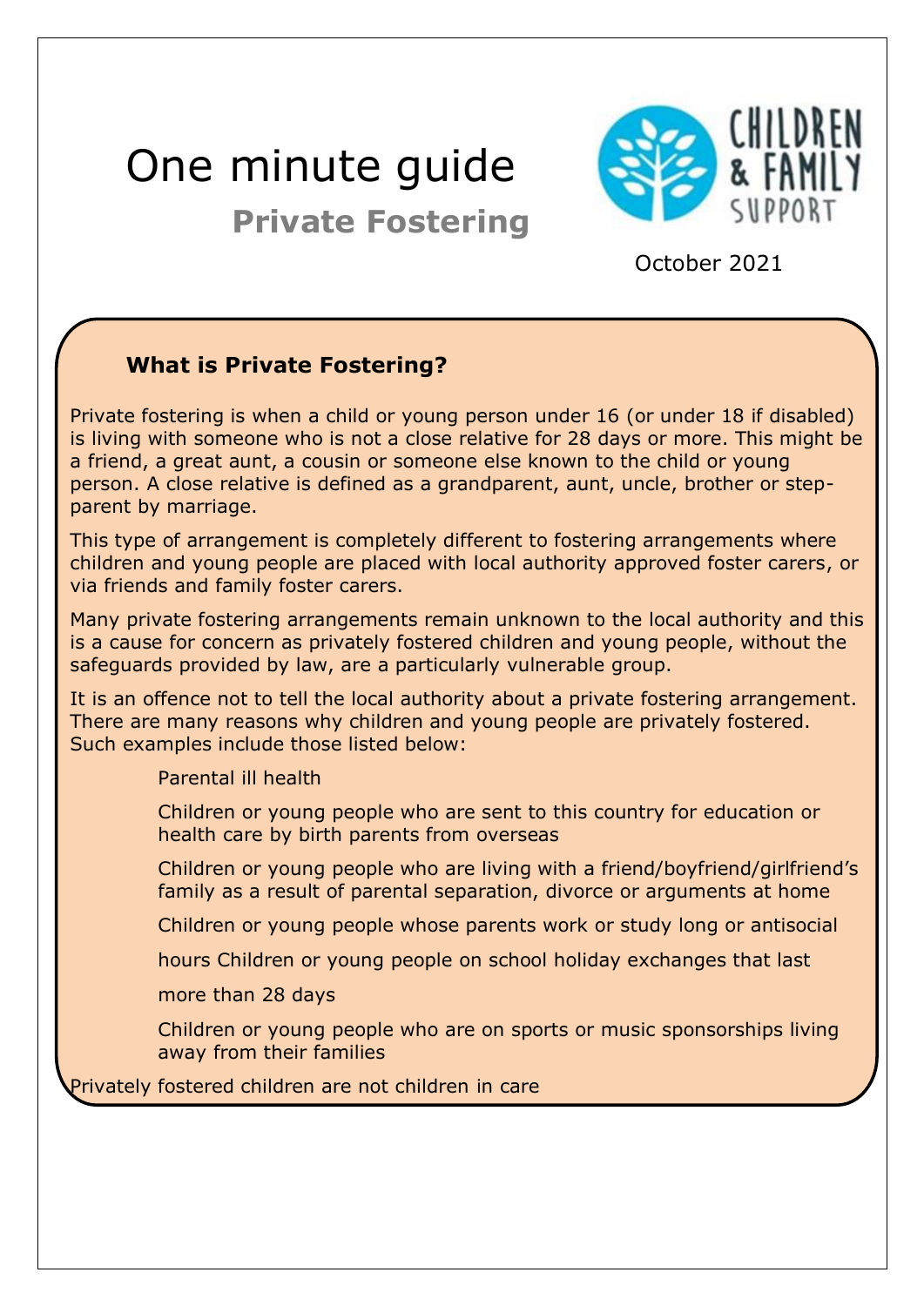# One minute guide

## Private Fostering

CHILDREN & FAMILY SUPPORT

October 2021

### What is Private Fostering?

Private fostering is when a child or young person under 16 (or under 18 if disabled) is living with someone who is not a close relative for 28 days or more. This might be a friend, a great aunt, a cousin or someone else known to the child or young person. A close relative is defined as a grandparent, aunt, uncle, brother or step-parent by marriage.

This type of arrangement is completely different to fostering arrangements where children and young people are placed with local authority approved foster carers, or via friends and family foster carers.

Many private fostering arrangements remain unknown to the local authority and this is a cause for concern as privately fostered children and young people, without the safeguards provided by law, are a particularly vulnerable group.

It is an offence not to tell the local authority about a private fostering arrangement. There are many reasons why children and young people are privately fostered. Such examples include those listed below:

- Parental ill health
- Children or young people who are sent to this country for education or health care by birth parents from overseas
- Children or young people who are living with a friend/boyfriend/girlfriend's family as a result of parental separation, divorce or arguments at home
- Children or young people whose parents work or study long or antisocial hours
- Children or young people on school holiday exchanges that last more than 28 days
- Children or young people who are on sports or music sponsorships living away from their families

Privately fostered children are not children in care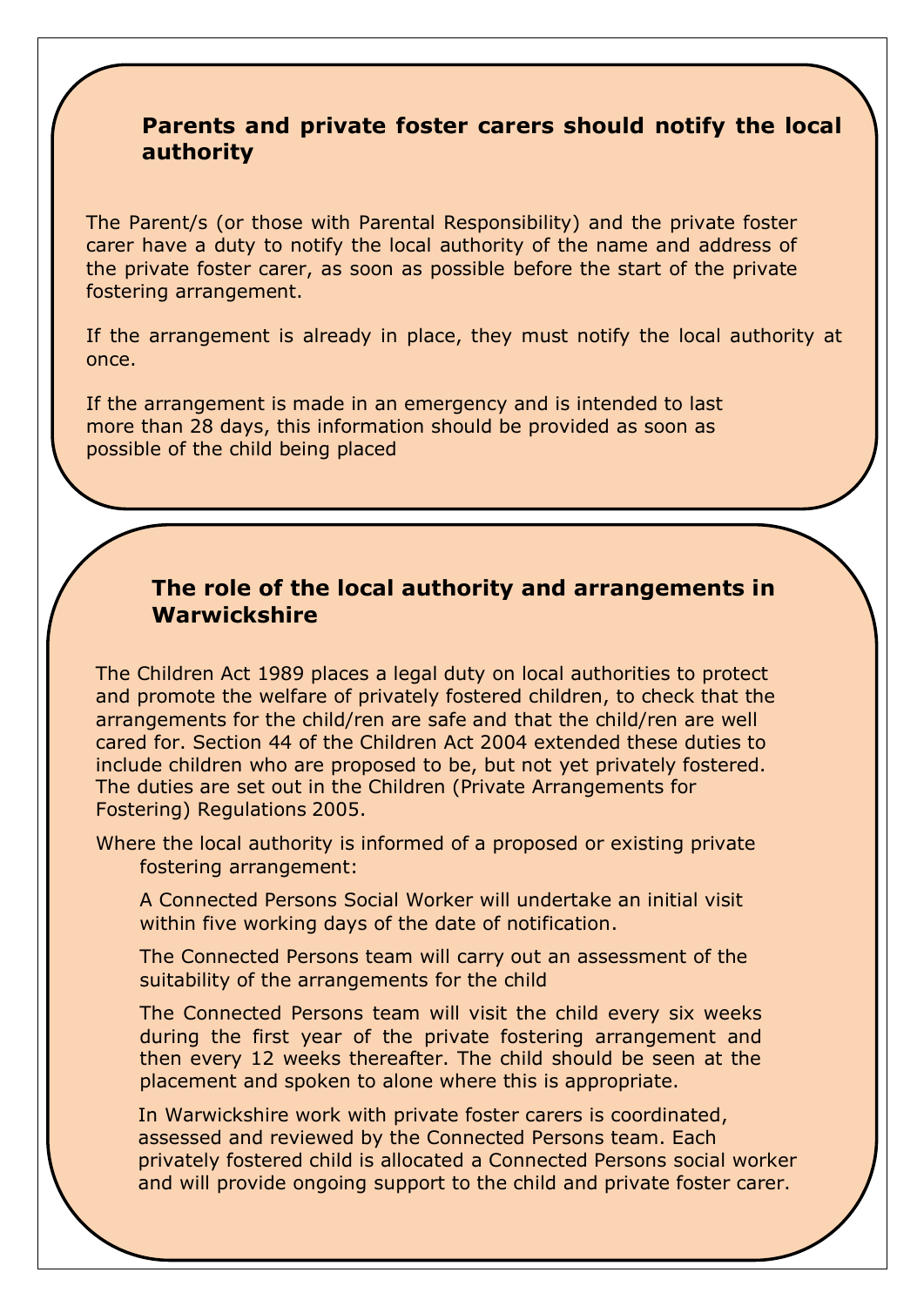## Parents and private foster carers should notify the local authority

The Parent/s (or those with Parental Responsibility) and the private foster carer have a duty to notify the local authority of the name and address of the private foster carer, as soon as possible before the start of the private fostering arrangement.

If the arrangement is already in place, they must notify the local authority at once.

If the arrangement is made in an emergency and is intended to last more than 28 days, this information should be provided as soon as possible of the child being placed

## The role of the local authority and arrangements in Warwickshire

The Children Act 1989 places a legal duty on local authorities to protect and promote the welfare of privately fostered children, to check that the arrangements for the child/ren are safe and that the child/ren are well cared for. Section 44 of the Children Act 2004 extended these duties to include children who are proposed to be, but not yet privately fostered. The duties are set out in the Children (Private Arrangements for Fostering) Regulations 2005.

Where the local authority is informed of a proposed or existing private fostering arrangement:

A Connected Persons Social Worker will undertake an initial visit within five working days of the date of notification.

The Connected Persons team will carry out an assessment of the suitability of the arrangements for the child

The Connected Persons team will visit the child every six weeks during the first year of the private fostering arrangement and then every 12 weeks thereafter. The child should be seen at the placement and spoken to alone where this is appropriate.

In Warwickshire work with private foster carers is coordinated, assessed and reviewed by the Connected Persons team. Each privately fostered child is allocated a Connected Persons social worker and will provide ongoing support to the child and private foster carer.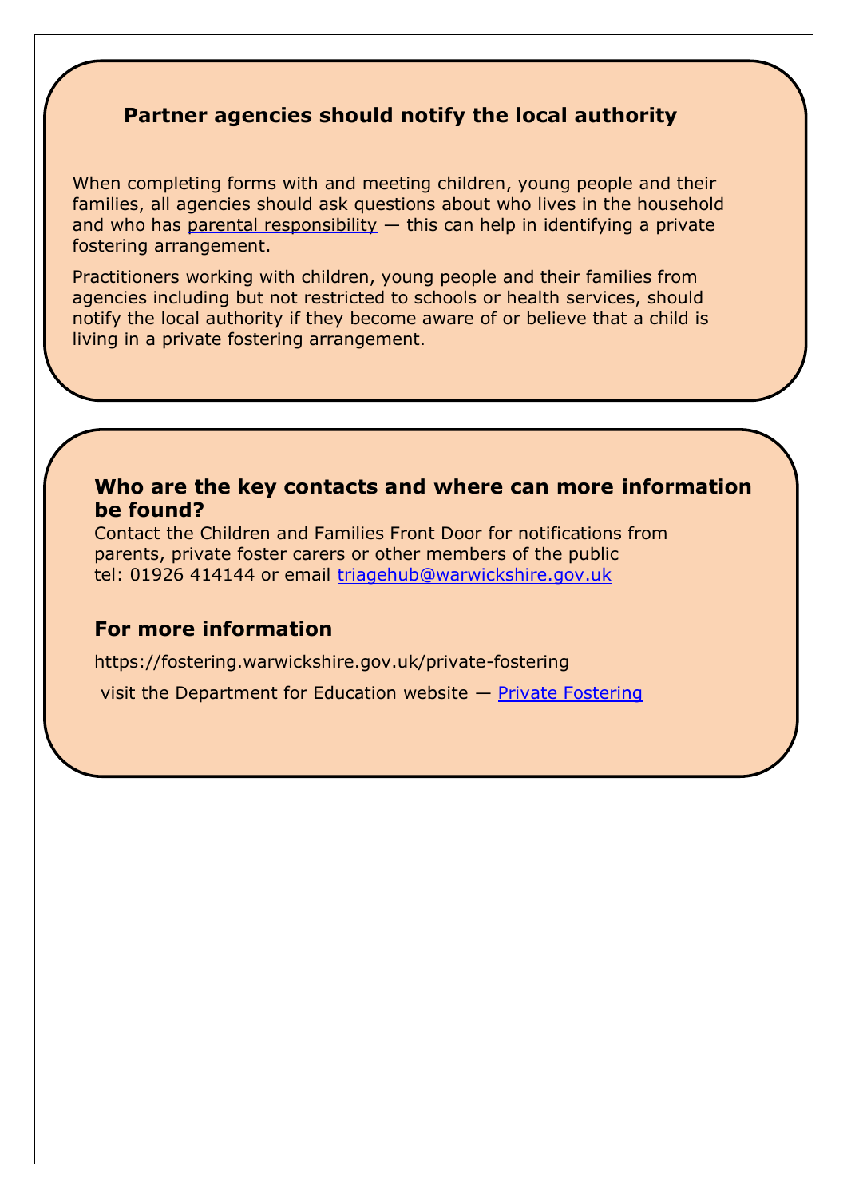## Partner agencies should notify the local authority

When completing forms with and meeting children, young people and their families, all agencies should ask questions about who lives in the household and who has parental responsibility — this can help in identifying a private fostering arrangement.

Practitioners working with children, young people and their families from agencies including but not restricted to schools or health services, should notify the local authority if they become aware of or believe that a child is living in a private fostering arrangement.

## Who are the key contacts and where can more information be found?

Contact the Children and Families Front Door for notifications from parents, private foster carers or other members of the public tel: 01926 414144 or email triagehub@warwickshire.gov.uk

## For more information

https://fostering.warwickshire.gov.uk/private-fostering

visit the Department for Education website — Private Fostering